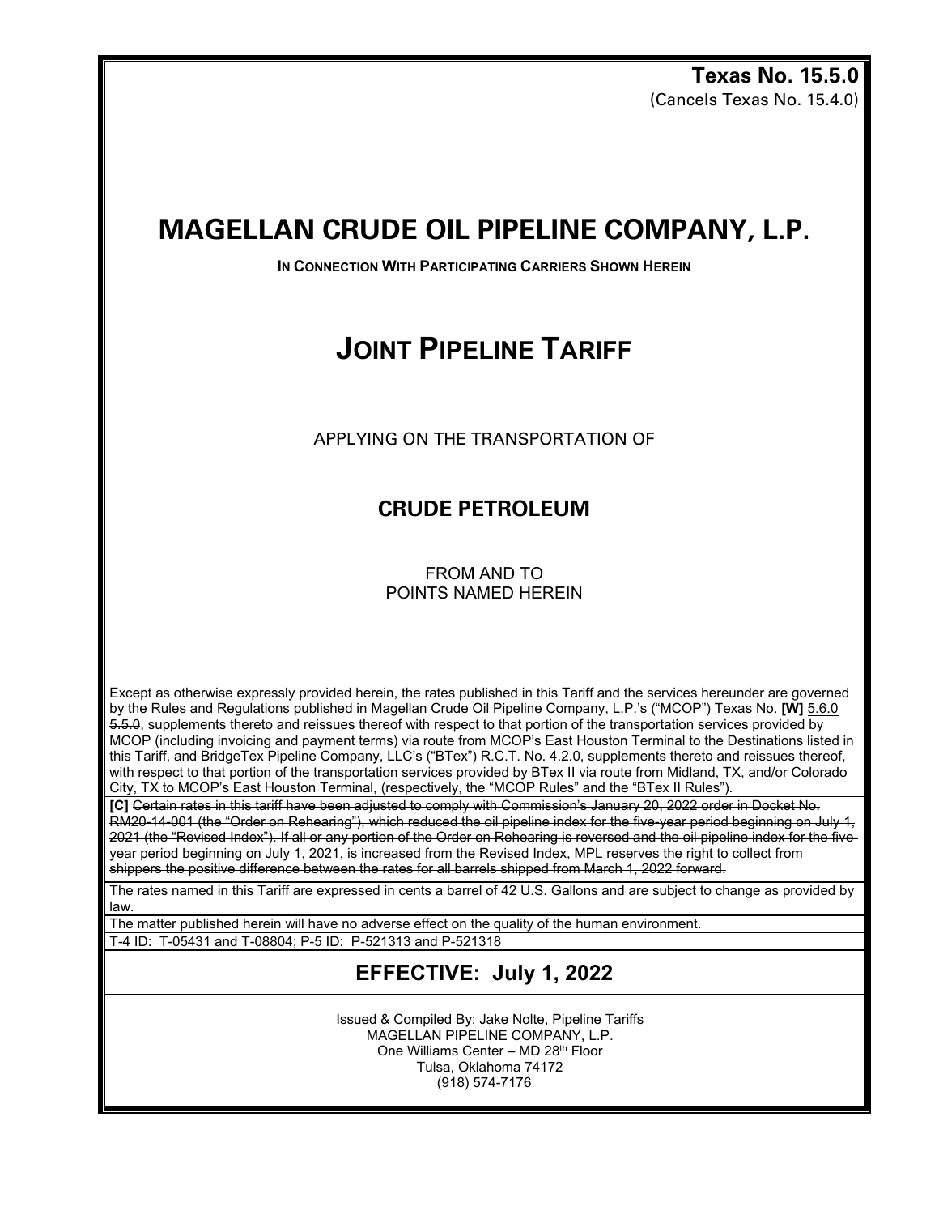**Texas No. 15.5.0**
(Cancels Texas No. 15.4.0)

# MAGELLAN CRUDE OIL PIPELINE COMPANY, L.P.

**IN CONNECTION WITH PARTICIPATING CARRIERS SHOWN HEREIN**

# JOINT PIPELINE TARIFF

APPLYING ON THE TRANSPORTATION OF

## CRUDE PETROLEUM

FROM AND TO
POINTS NAMED HEREIN

Except as otherwise expressly provided herein, the rates published in this Tariff and the services hereunder are governed by the Rules and Regulations published in Magellan Crude Oil Pipeline Company, L.P.'s ("MCOP") Texas No. **[W]** 5.6.0 ~~5.5.0~~, supplements thereto and reissues thereof with respect to that portion of the transportation services provided by MCOP (including invoicing and payment terms) via route from MCOP's East Houston Terminal to the Destinations listed in this Tariff, and BridgeTex Pipeline Company, LLC's ("BTex") R.C.T. No. 4.2.0, supplements thereto and reissues thereof, with respect to that portion of the transportation services provided by BTex II via route from Midland, TX, and/or Colorado City, TX to MCOP's East Houston Terminal, (respectively, the "MCOP Rules" and the "BTex II Rules").

**[C]** ~~Certain rates in this tariff have been adjusted to comply with Commission's January 20, 2022 order in Docket No. RM20-14-001 (the "Order on Rehearing"), which reduced the oil pipeline index for the five-year period beginning on July 1, 2021 (the "Revised Index"). If all or any portion of the Order on Rehearing is reversed and the oil pipeline index for the five-year period beginning on July 1, 2021, is increased from the Revised Index, MPL reserves the right to collect from shippers the positive difference between the rates for all barrels shipped from March 1, 2022 forward.~~

The rates named in this Tariff are expressed in cents a barrel of 42 U.S. Gallons and are subject to change as provided by law.

The matter published herein will have no adverse effect on the quality of the human environment.

T-4 ID: T-05431 and T-08804; P-5 ID: P-521313 and P-521318

## EFFECTIVE: July 1, 2022

Issued & Compiled By: Jake Nolte, Pipeline Tariffs
MAGELLAN PIPELINE COMPANY, L.P.
One Williams Center – MD 28th Floor
Tulsa, Oklahoma 74172
(918) 574-7176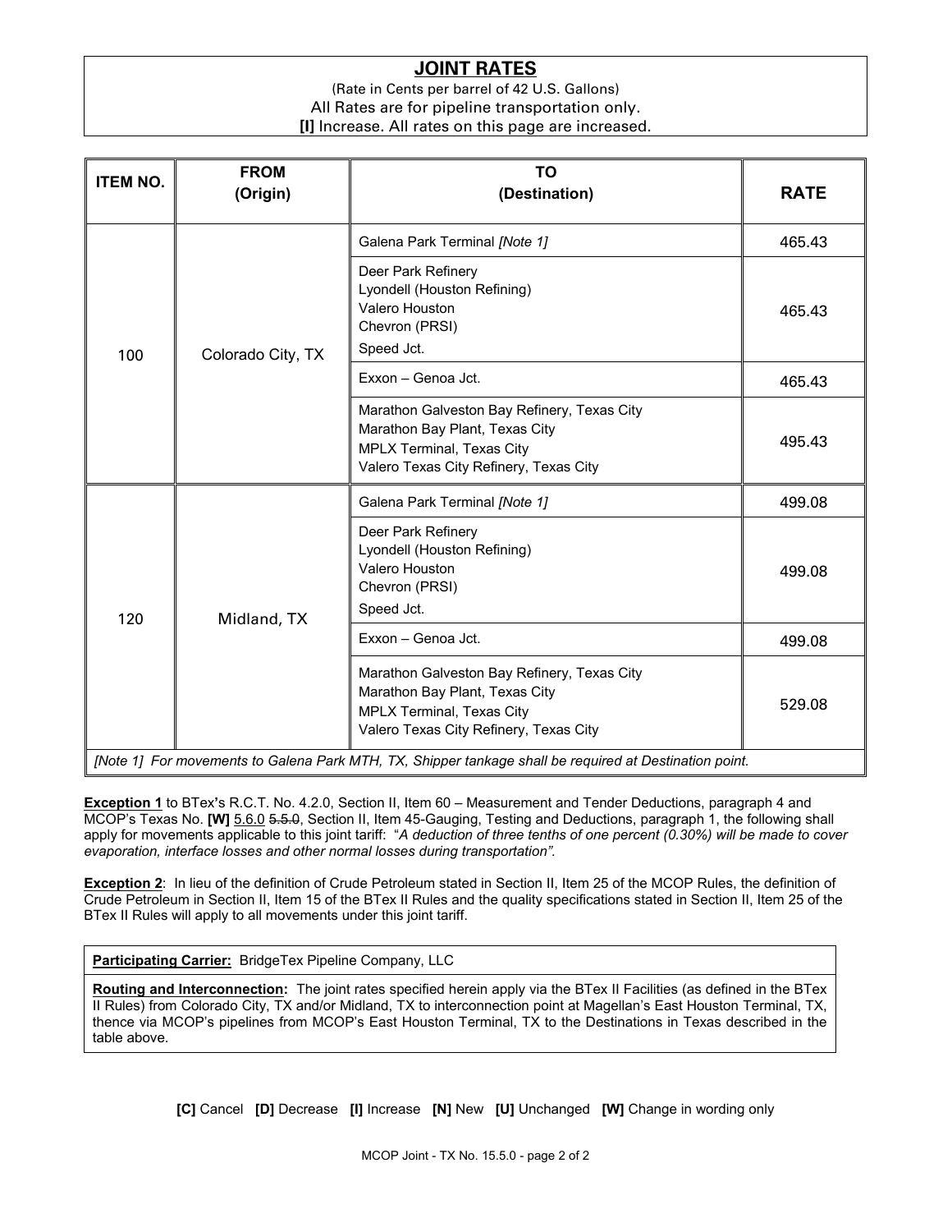## JOINT RATES

(Rate in Cents per barrel of 42 U.S. Gallons)
All Rates are for pipeline transportation only.
**[I]** Increase. All rates on this page are increased.

| ITEM NO. | FROM (Origin) | TO (Destination) | RATE |
|---|---|---|---|
| 100 | Colorado City, TX | Galena Park Terminal *[Note 1]* | 465.43 |
| | | Deer Park Refinery<br>Lyondell (Houston Refining)<br>Valero Houston<br>Chevron (PRSI)<br>Speed Jct. | 465.43 |
| | | Exxon – Genoa Jct. | 465.43 |
| | | Marathon Galveston Bay Refinery, Texas City<br>Marathon Bay Plant, Texas City<br>MPLX Terminal, Texas City<br>Valero Texas City Refinery, Texas City | 495.43 |
| 120 | Midland, TX | Galena Park Terminal *[Note 1]* | 499.08 |
| | | Deer Park Refinery<br>Lyondell (Houston Refining)<br>Valero Houston<br>Chevron (PRSI)<br>Speed Jct. | 499.08 |
| | | Exxon – Genoa Jct. | 499.08 |
| | | Marathon Galveston Bay Refinery, Texas City<br>Marathon Bay Plant, Texas City<br>MPLX Terminal, Texas City<br>Valero Texas City Refinery, Texas City | 529.08 |

*[Note 1] For movements to Galena Park MTH, TX, Shipper tankage shall be required at Destination point.*

**Exception 1** to BTex's R.C.T. No. 4.2.0, Section II, Item 60 – Measurement and Tender Deductions, paragraph 4 and MCOP's Texas No. **[W]** 5.6.0 ~~5.5.0~~, Section II, Item 45-Gauging, Testing and Deductions, paragraph 1, the following shall apply for movements applicable to this joint tariff: "*A deduction of three tenths of one percent (0.30%) will be made to cover evaporation, interface losses and other normal losses during transportation".*

**Exception 2**: In lieu of the definition of Crude Petroleum stated in Section II, Item 25 of the MCOP Rules, the definition of Crude Petroleum in Section II, Item 15 of the BTex II Rules and the quality specifications stated in Section II, Item 25 of the BTex II Rules will apply to all movements under this joint tariff.

**Participating Carrier:** BridgeTex Pipeline Company, LLC

**Routing and Interconnection:** The joint rates specified herein apply via the BTex II Facilities (as defined in the BTex II Rules) from Colorado City, TX and/or Midland, TX to interconnection point at Magellan's East Houston Terminal, TX, thence via MCOP's pipelines from MCOP's East Houston Terminal, TX to the Destinations in Texas described in the table above.

**[C]** Cancel **[D]** Decrease **[I]** Increase **[N]** New **[U]** Unchanged **[W]** Change in wording only